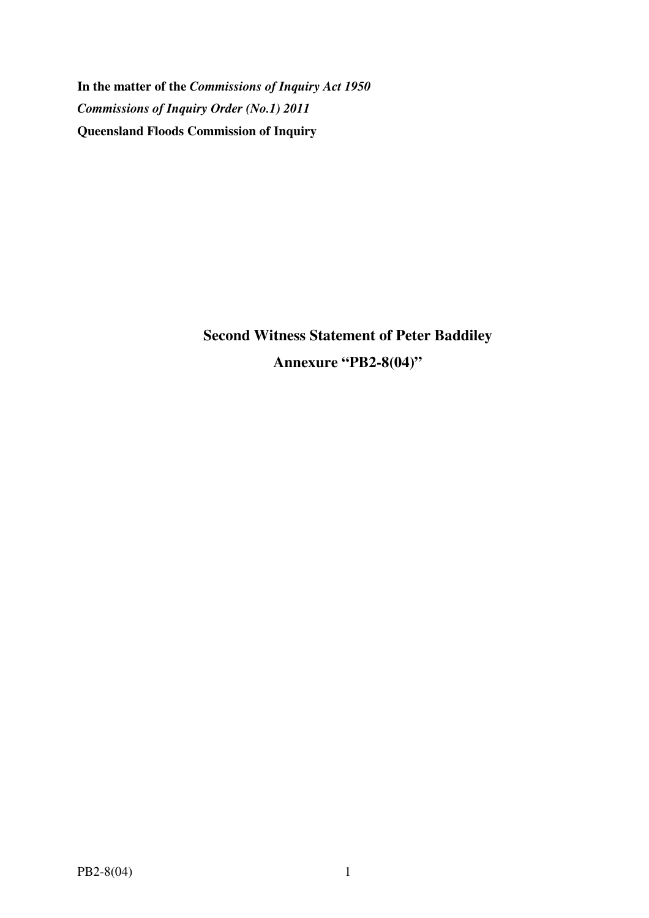**In the matter of the *Commissions of Inquiry Act 1950***

***Commissions of Inquiry Order (No.1) 2011***

**Queensland Floods Commission of Inquiry**

## Second Witness Statement of Peter Baddiley

## Annexure "PB2-8(04)"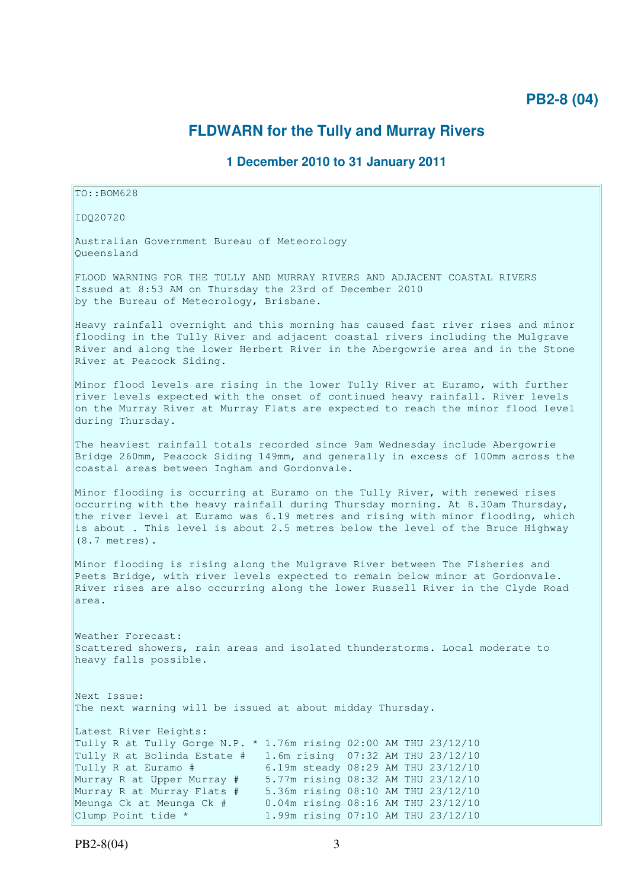## PB2-8 (04)

# FLDWARN for the Tully and Murray Rivers

### 1 December 2010 to 31 January 2011

TO::BOM628

IDQ20720

Australian Government Bureau of Meteorology
Queensland

FLOOD WARNING FOR THE TULLY AND MURRAY RIVERS AND ADJACENT COASTAL RIVERS
Issued at 8:53 AM on Thursday the 23rd of December 2010
by the Bureau of Meteorology, Brisbane.

Heavy rainfall overnight and this morning has caused fast river rises and minor flooding in the Tully River and adjacent coastal rivers including the Mulgrave River and along the lower Herbert River in the Abergowrie area and in the Stone River at Peacock Siding.

Minor flood levels are rising in the lower Tully River at Euramo, with further river levels expected with the onset of continued heavy rainfall. River levels on the Murray River at Murray Flats are expected to reach the minor flood level during Thursday.

The heaviest rainfall totals recorded since 9am Wednesday include Abergowrie Bridge 260mm, Peacock Siding 149mm, and generally in excess of 100mm across the coastal areas between Ingham and Gordonvale.

Minor flooding is occurring at Euramo on the Tully River, with renewed rises occurring with the heavy rainfall during Thursday morning. At 8.30am Thursday, the river level at Euramo was 6.19 metres and rising with minor flooding, which is about . This level is about 2.5 metres below the level of the Bruce Highway (8.7 metres).

Minor flooding is rising along the Mulgrave River between The Fisheries and Peets Bridge, with river levels expected to remain below minor at Gordonvale. River rises are also occurring along the lower Russell River in the Clyde Road area.

Weather Forecast:
Scattered showers, rain areas and isolated thunderstorms. Local moderate to heavy falls possible.

Next Issue:
The next warning will be issued at about midday Thursday.

Latest River Heights:

```
Tully R at Tully Gorge N.P. * 1.76m rising 02:00 AM THU 23/12/10
Tully R at Bolinda Estate #   1.6m rising  07:32 AM THU 23/12/10
Tully R at Euramo #           6.19m steady 08:29 AM THU 23/12/10
Murray R at Upper Murray #    5.77m rising 08:32 AM THU 23/12/10
Murray R at Murray Flats #    5.36m rising 08:10 AM THU 23/12/10
Meunga Ck at Meunga Ck #      0.04m rising 08:16 AM THU 23/12/10
Clump Point tide *            1.99m rising 07:10 AM THU 23/12/10
```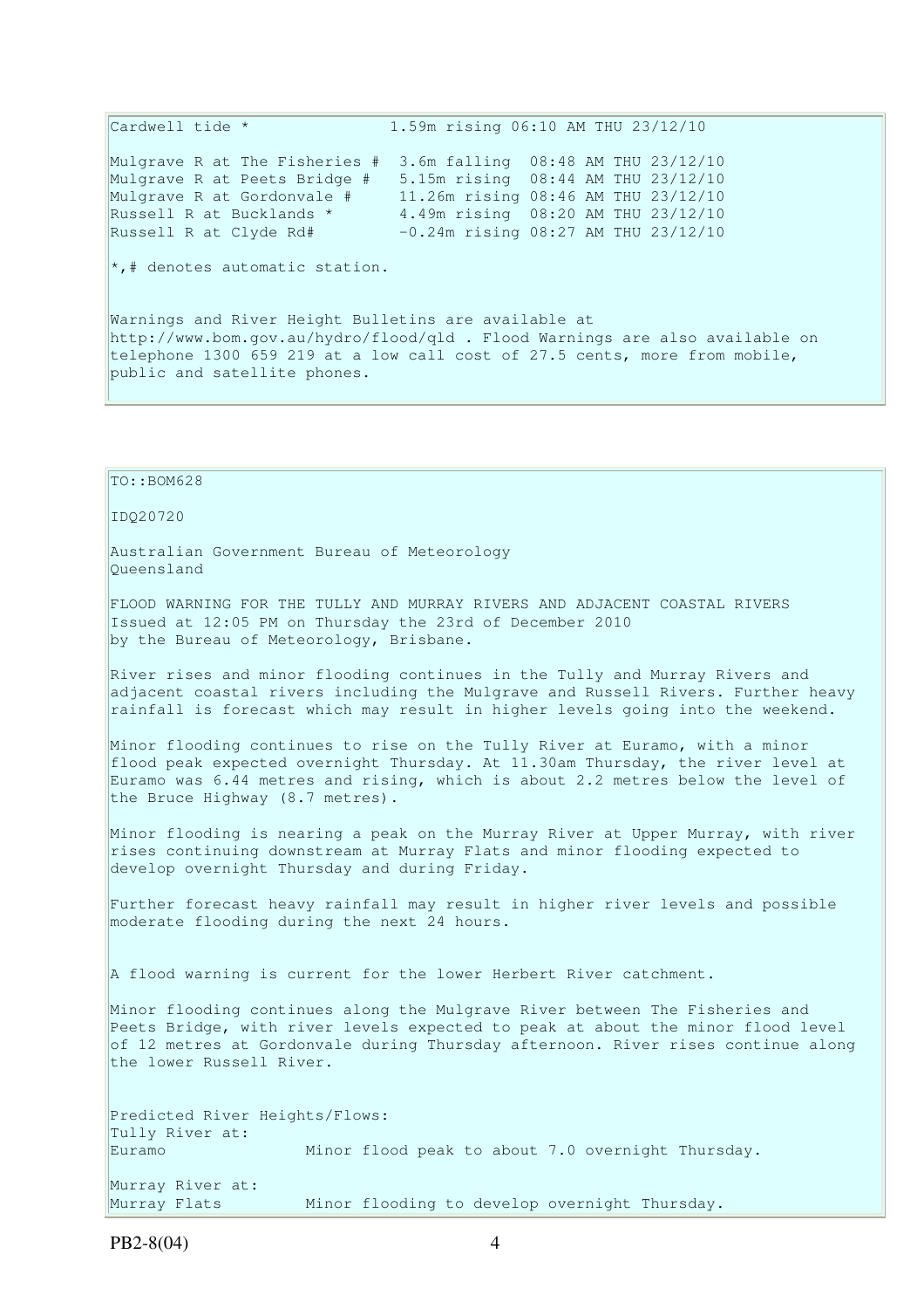```
Cardwell tide *               1.59m rising 06:10 AM THU 23/12/10

Mulgrave R at The Fisheries #  3.6m falling  08:48 AM THU 23/12/10
Mulgrave R at Peets Bridge #   5.15m rising  08:44 AM THU 23/12/10
Mulgrave R at Gordonvale #     11.26m rising 08:46 AM THU 23/12/10
Russell R at Bucklands *       4.49m rising  08:20 AM THU 23/12/10
Russell R at Clyde Rd#         -0.24m rising 08:27 AM THU 23/12/10
```

*,# denotes automatic station.

Warnings and River Height Bulletins are available at http://www.bom.gov.au/hydro/flood/qld . Flood Warnings are also available on telephone 1300 659 219 at a low call cost of 27.5 cents, more from mobile, public and satellite phones.

---

TO::BOM628

IDQ20720

Australian Government Bureau of Meteorology
Queensland

FLOOD WARNING FOR THE TULLY AND MURRAY RIVERS AND ADJACENT COASTAL RIVERS
Issued at 12:05 PM on Thursday the 23rd of December 2010
by the Bureau of Meteorology, Brisbane.

River rises and minor flooding continues in the Tully and Murray Rivers and adjacent coastal rivers including the Mulgrave and Russell Rivers. Further heavy rainfall is forecast which may result in higher levels going into the weekend.

Minor flooding continues to rise on the Tully River at Euramo, with a minor flood peak expected overnight Thursday. At 11.30am Thursday, the river level at Euramo was 6.44 metres and rising, which is about 2.2 metres below the level of the Bruce Highway (8.7 metres).

Minor flooding is nearing a peak on the Murray River at Upper Murray, with river rises continuing downstream at Murray Flats and minor flooding expected to develop overnight Thursday and during Friday.

Further forecast heavy rainfall may result in higher river levels and possible moderate flooding during the next 24 hours.

A flood warning is current for the lower Herbert River catchment.

Minor flooding continues along the Mulgrave River between The Fisheries and Peets Bridge, with river levels expected to peak at about the minor flood level of 12 metres at Gordonvale during Thursday afternoon. River rises continue along the lower Russell River.

Predicted River Heights/Flows:

```
Tully River at:
Euramo              Minor flood peak to about 7.0 overnight Thursday.

Murray River at:
Murray Flats        Minor flooding to develop overnight Thursday.
```

PB2-8(04)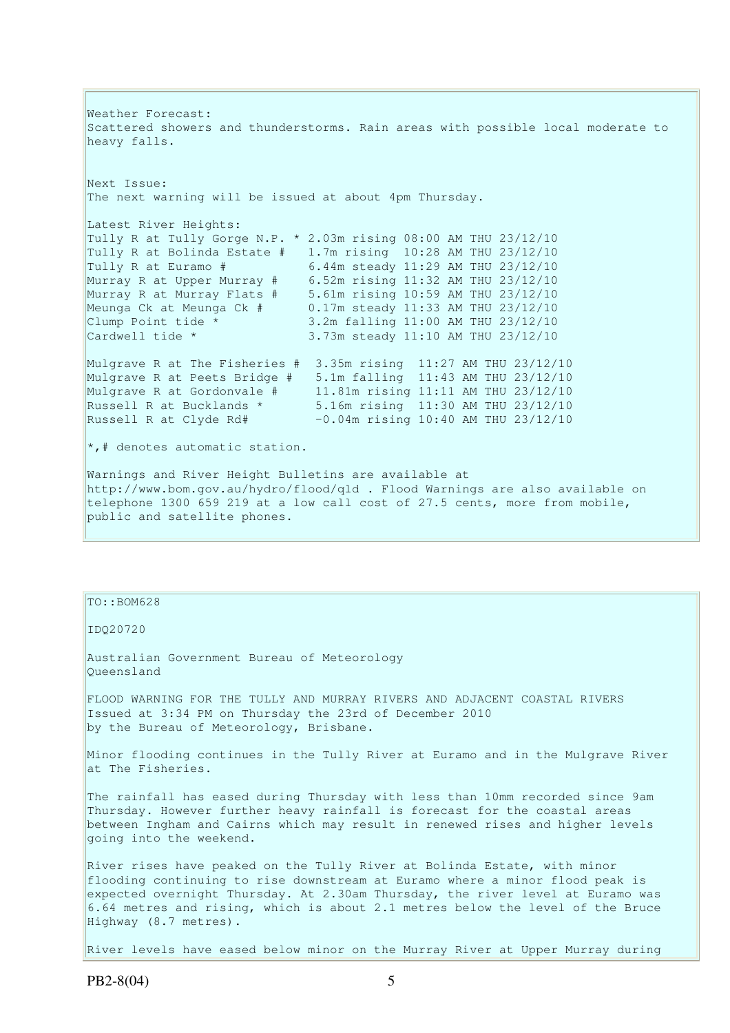Weather Forecast:
Scattered showers and thunderstorms. Rain areas with possible local moderate to heavy falls.

Next Issue:
The next warning will be issued at about 4pm Thursday.

Latest River Heights:

```
Tully R at Tully Gorge N.P. * 2.03m rising 08:00 AM THU 23/12/10
Tully R at Bolinda Estate #   1.7m rising  10:28 AM THU 23/12/10
Tully R at Euramo #           6.44m steady 11:29 AM THU 23/12/10
Murray R at Upper Murray #    6.52m rising 11:32 AM THU 23/12/10
Murray R at Murray Flats #    5.61m rising 10:59 AM THU 23/12/10
Meunga Ck at Meunga Ck #      0.17m steady 11:33 AM THU 23/12/10
Clump Point tide *            3.2m falling 11:00 AM THU 23/12/10
Cardwell tide *               3.73m steady 11:10 AM THU 23/12/10

Mulgrave R at The Fisheries #  3.35m rising  11:27 AM THU 23/12/10
Mulgrave R at Peets Bridge #   5.1m falling  11:43 AM THU 23/12/10
Mulgrave R at Gordonvale #     11.81m rising 11:11 AM THU 23/12/10
Russell R at Bucklands *       5.16m rising  11:30 AM THU 23/12/10
Russell R at Clyde Rd#         -0.04m rising 10:40 AM THU 23/12/10
```

*,# denotes automatic station.

Warnings and River Height Bulletins are available at http://www.bom.gov.au/hydro/flood/qld . Flood Warnings are also available on telephone 1300 659 219 at a low call cost of 27.5 cents, more from mobile, public and satellite phones.

---

TO::BOM628

IDQ20720

Australian Government Bureau of Meteorology
Queensland

FLOOD WARNING FOR THE TULLY AND MURRAY RIVERS AND ADJACENT COASTAL RIVERS
Issued at 3:34 PM on Thursday the 23rd of December 2010
by the Bureau of Meteorology, Brisbane.

Minor flooding continues in the Tully River at Euramo and in the Mulgrave River at The Fisheries.

The rainfall has eased during Thursday with less than 10mm recorded since 9am Thursday. However further heavy rainfall is forecast for the coastal areas between Ingham and Cairns which may result in renewed rises and higher levels going into the weekend.

River rises have peaked on the Tully River at Bolinda Estate, with minor flooding continuing to rise downstream at Euramo where a minor flood peak is expected overnight Thursday. At 2.30am Thursday, the river level at Euramo was 6.64 metres and rising, which is about 2.1 metres below the level of the Bruce Highway (8.7 metres).

River levels have eased below minor on the Murray River at Upper Murray during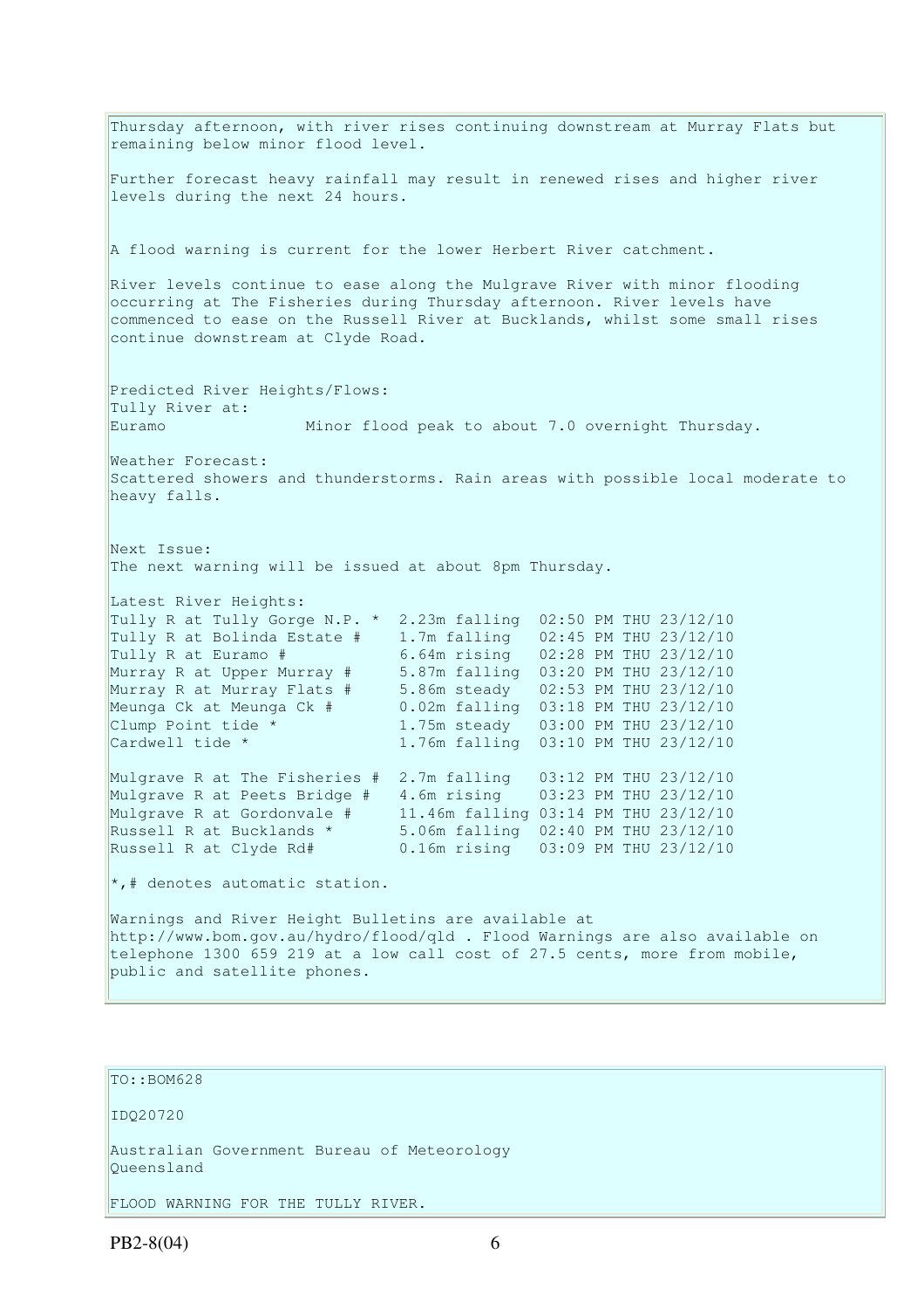Thursday afternoon, with river rises continuing downstream at Murray Flats but remaining below minor flood level.

Further forecast heavy rainfall may result in renewed rises and higher river levels during the next 24 hours.

A flood warning is current for the lower Herbert River catchment.

River levels continue to ease along the Mulgrave River with minor flooding occurring at The Fisheries during Thursday afternoon. River levels have commenced to ease on the Russell River at Bucklands, whilst some small rises continue downstream at Clyde Road.

Predicted River Heights/Flows:
Tully River at:
Euramo Minor flood peak to about 7.0 overnight Thursday.

Weather Forecast:
Scattered showers and thunderstorms. Rain areas with possible local moderate to heavy falls.

Next Issue:
The next warning will be issued at about 8pm Thursday.

Latest River Heights:

| Station | Height | Trend | Time |
|---|---|---|---|
| Tully R at Tully Gorge N.P. * | 2.23m | falling | 02:50 PM THU 23/12/10 |
| Tully R at Bolinda Estate # | 1.7m | falling | 02:45 PM THU 23/12/10 |
| Tully R at Euramo # | 6.64m | rising | 02:28 PM THU 23/12/10 |
| Murray R at Upper Murray # | 5.87m | falling | 03:20 PM THU 23/12/10 |
| Murray R at Murray Flats # | 5.86m | steady | 02:53 PM THU 23/12/10 |
| Meunga Ck at Meunga Ck # | 0.02m | falling | 03:18 PM THU 23/12/10 |
| Clump Point tide * | 1.75m | steady | 03:00 PM THU 23/12/10 |
| Cardwell tide * | 1.76m | falling | 03:10 PM THU 23/12/10 |
| Mulgrave R at The Fisheries # | 2.7m | falling | 03:12 PM THU 23/12/10 |
| Mulgrave R at Peets Bridge # | 4.6m | rising | 03:23 PM THU 23/12/10 |
| Mulgrave R at Gordonvale # | 11.46m | falling | 03:14 PM THU 23/12/10 |
| Russell R at Bucklands * | 5.06m | falling | 02:40 PM THU 23/12/10 |
| Russell R at Clyde Rd# | 0.16m | rising | 03:09 PM THU 23/12/10 |

*,# denotes automatic station.

Warnings and River Height Bulletins are available at http://www.bom.gov.au/hydro/flood/qld . Flood Warnings are also available on telephone 1300 659 219 at a low call cost of 27.5 cents, more from mobile, public and satellite phones.

TO::BOM628

IDQ20720

Australian Government Bureau of Meteorology
Queensland

FLOOD WARNING FOR THE TULLY RIVER.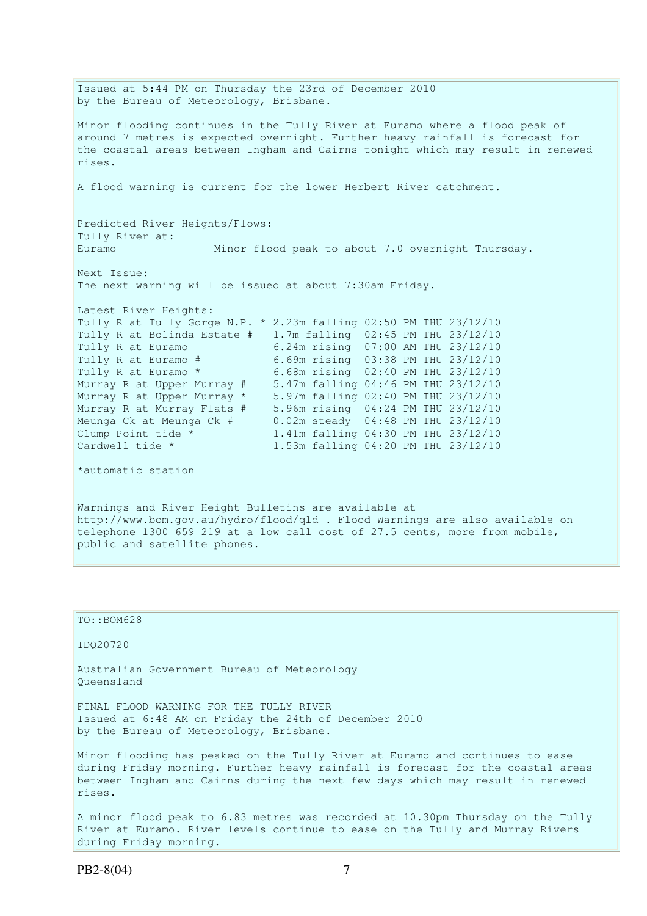Issued at 5:44 PM on Thursday the 23rd of December 2010
by the Bureau of Meteorology, Brisbane.

Minor flooding continues in the Tully River at Euramo where a flood peak of around 7 metres is expected overnight. Further heavy rainfall is forecast for the coastal areas between Ingham and Cairns tonight which may result in renewed rises.

A flood warning is current for the lower Herbert River catchment.

Predicted River Heights/Flows:
Tully River at:
Euramo Minor flood peak to about 7.0 overnight Thursday.

Next Issue:
The next warning will be issued at about 7:30am Friday.

Latest River Heights:

```
Tully R at Tully Gorge N.P. * 2.23m falling 02:50 PM THU 23/12/10
Tully R at Bolinda Estate #   1.7m falling  02:45 PM THU 23/12/10
Tully R at Euramo             6.24m rising  07:00 AM THU 23/12/10
Tully R at Euramo #           6.69m rising  03:38 PM THU 23/12/10
Tully R at Euramo *           6.68m rising  02:40 PM THU 23/12/10
Murray R at Upper Murray #    5.47m falling 04:46 PM THU 23/12/10
Murray R at Upper Murray *    5.97m falling 02:40 PM THU 23/12/10
Murray R at Murray Flats #    5.96m rising  04:24 PM THU 23/12/10
Meunga Ck at Meunga Ck #      0.02m steady  04:48 PM THU 23/12/10
Clump Point tide *            1.41m falling 04:30 PM THU 23/12/10
Cardwell tide *               1.53m falling 04:20 PM THU 23/12/10
```

*automatic station

Warnings and River Height Bulletins are available at http://www.bom.gov.au/hydro/flood/qld . Flood Warnings are also available on telephone 1300 659 219 at a low call cost of 27.5 cents, more from mobile, public and satellite phones.

---

TO::BOM628

IDQ20720

Australian Government Bureau of Meteorology
Queensland

FINAL FLOOD WARNING FOR THE TULLY RIVER
Issued at 6:48 AM on Friday the 24th of December 2010
by the Bureau of Meteorology, Brisbane.

Minor flooding has peaked on the Tully River at Euramo and continues to ease during Friday morning. Further heavy rainfall is forecast for the coastal areas between Ingham and Cairns during the next few days which may result in renewed rises.

A minor flood peak to 6.83 metres was recorded at 10.30pm Thursday on the Tully River at Euramo. River levels continue to ease on the Tully and Murray Rivers during Friday morning.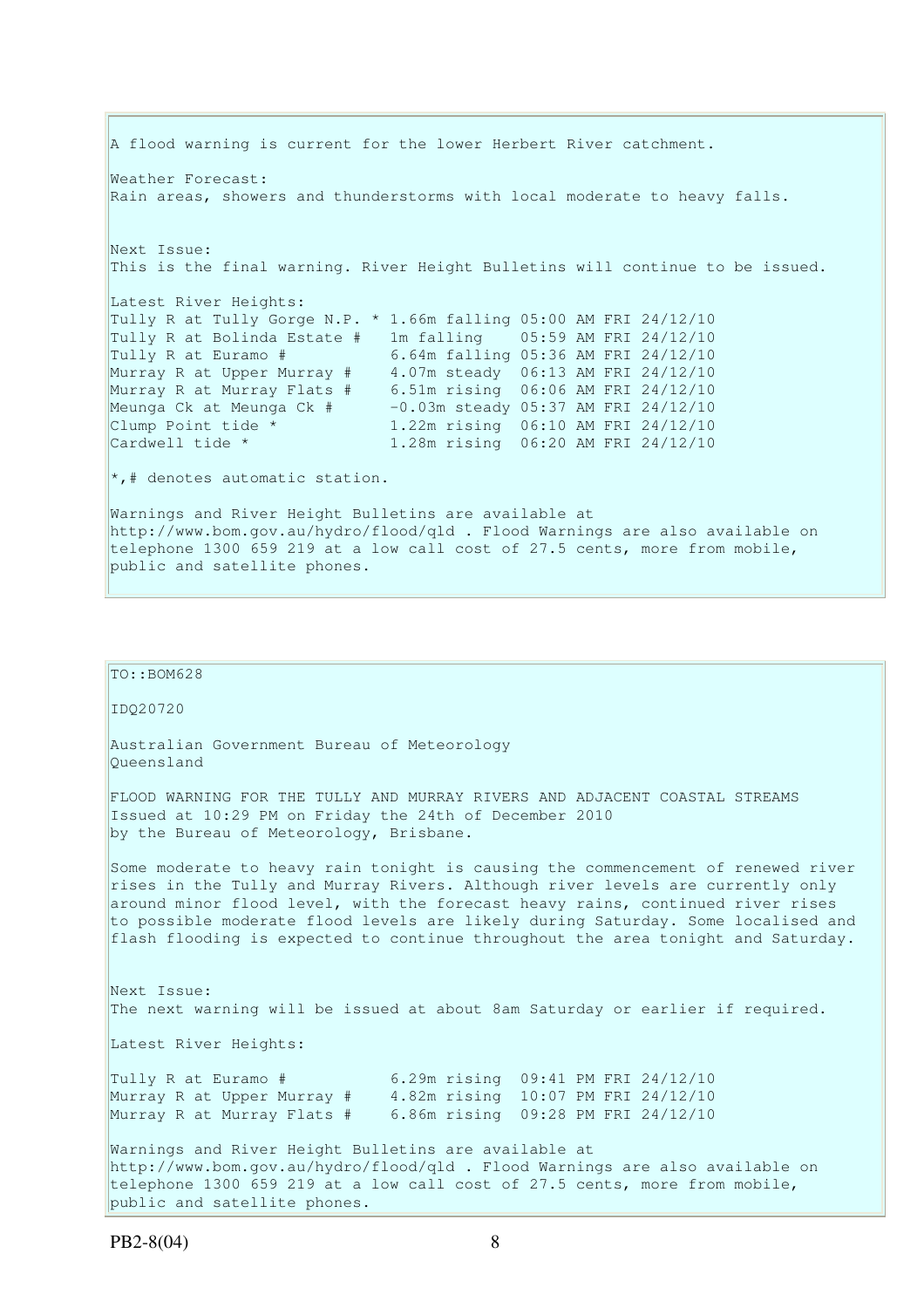A flood warning is current for the lower Herbert River catchment.

Weather Forecast:
Rain areas, showers and thunderstorms with local moderate to heavy falls.

Next Issue:
This is the final warning. River Height Bulletins will continue to be issued.

Latest River Heights:

```
Tully R at Tully Gorge N.P. * 1.66m falling 05:00 AM FRI 24/12/10
Tully R at Bolinda Estate #   1m falling    05:59 AM FRI 24/12/10
Tully R at Euramo #           6.64m falling 05:36 AM FRI 24/12/10
Murray R at Upper Murray #    4.07m steady  06:13 AM FRI 24/12/10
Murray R at Murray Flats #    6.51m rising  06:06 AM FRI 24/12/10
Meunga Ck at Meunga Ck #      -0.03m steady 05:37 AM FRI 24/12/10
Clump Point tide *            1.22m rising  06:10 AM FRI 24/12/10
Cardwell tide *               1.28m rising  06:20 AM FRI 24/12/10
```

*,# denotes automatic station.

Warnings and River Height Bulletins are available at http://www.bom.gov.au/hydro/flood/qld . Flood Warnings are also available on telephone 1300 659 219 at a low call cost of 27.5 cents, more from mobile, public and satellite phones.

---

TO::BOM628

IDQ20720

Australian Government Bureau of Meteorology
Queensland

FLOOD WARNING FOR THE TULLY AND MURRAY RIVERS AND ADJACENT COASTAL STREAMS
Issued at 10:29 PM on Friday the 24th of December 2010
by the Bureau of Meteorology, Brisbane.

Some moderate to heavy rain tonight is causing the commencement of renewed river rises in the Tully and Murray Rivers. Although river levels are currently only around minor flood level, with the forecast heavy rains, continued river rises to possible moderate flood levels are likely during Saturday. Some localised and flash flooding is expected to continue throughout the area tonight and Saturday.

Next Issue:
The next warning will be issued at about 8am Saturday or earlier if required.

Latest River Heights:

```
Tully R at Euramo #           6.29m rising  09:41 PM FRI 24/12/10
Murray R at Upper Murray #    4.82m rising  10:07 PM FRI 24/12/10
Murray R at Murray Flats #    6.86m rising  09:28 PM FRI 24/12/10
```

Warnings and River Height Bulletins are available at http://www.bom.gov.au/hydro/flood/qld . Flood Warnings are also available on telephone 1300 659 219 at a low call cost of 27.5 cents, more from mobile, public and satellite phones.

PB2-8(04)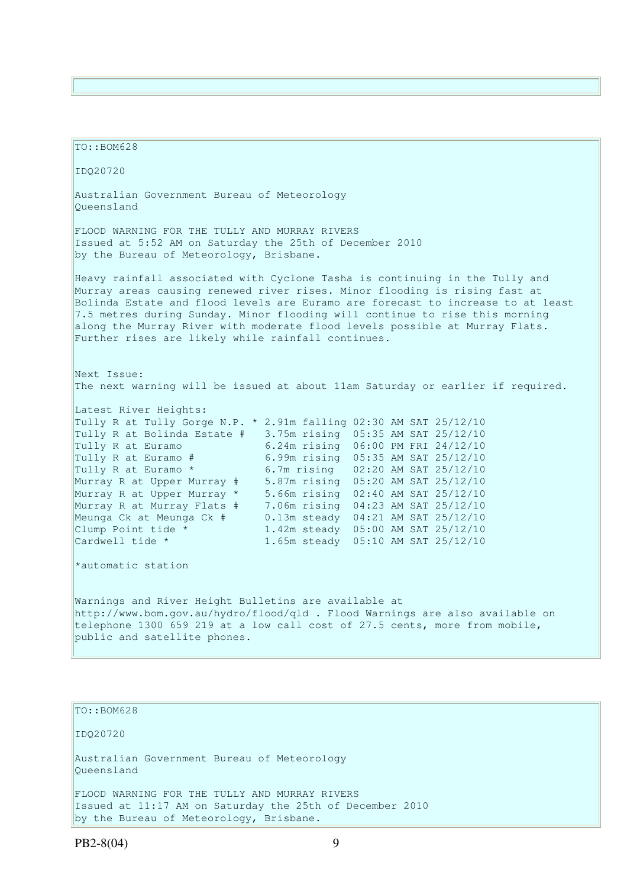TO::BOM628

IDQ20720

Australian Government Bureau of Meteorology
Queensland

FLOOD WARNING FOR THE TULLY AND MURRAY RIVERS
Issued at 5:52 AM on Saturday the 25th of December 2010
by the Bureau of Meteorology, Brisbane.

Heavy rainfall associated with Cyclone Tasha is continuing in the Tully and Murray areas causing renewed river rises. Minor flooding is rising fast at Bolinda Estate and flood levels are Euramo are forecast to increase to at least 7.5 metres during Sunday. Minor flooding will continue to rise this morning along the Murray River with moderate flood levels possible at Murray Flats. Further rises are likely while rainfall continues.

Next Issue:
The next warning will be issued at about 11am Saturday or earlier if required.

Latest River Heights:

```
Tully R at Tully Gorge N.P. * 2.91m falling 02:30 AM SAT 25/12/10
Tully R at Bolinda Estate #   3.75m rising  05:35 AM SAT 25/12/10
Tully R at Euramo             6.24m rising  06:00 PM FRI 24/12/10
Tully R at Euramo #           6.99m rising  05:35 AM SAT 25/12/10
Tully R at Euramo *           6.7m rising   02:20 AM SAT 25/12/10
Murray R at Upper Murray #    5.87m rising  05:20 AM SAT 25/12/10
Murray R at Upper Murray *    5.66m rising  02:40 AM SAT 25/12/10
Murray R at Murray Flats #    7.06m rising  04:23 AM SAT 25/12/10
Meunga Ck at Meunga Ck #      0.13m steady  04:21 AM SAT 25/12/10
Clump Point tide *            1.42m steady  05:00 AM SAT 25/12/10
Cardwell tide *               1.65m steady  05:10 AM SAT 25/12/10
```

*automatic station

Warnings and River Height Bulletins are available at http://www.bom.gov.au/hydro/flood/qld . Flood Warnings are also available on telephone 1300 659 219 at a low call cost of 27.5 cents, more from mobile, public and satellite phones.

TO::BOM628

IDQ20720

Australian Government Bureau of Meteorology
Queensland

FLOOD WARNING FOR THE TULLY AND MURRAY RIVERS
Issued at 11:17 AM on Saturday the 25th of December 2010
by the Bureau of Meteorology, Brisbane.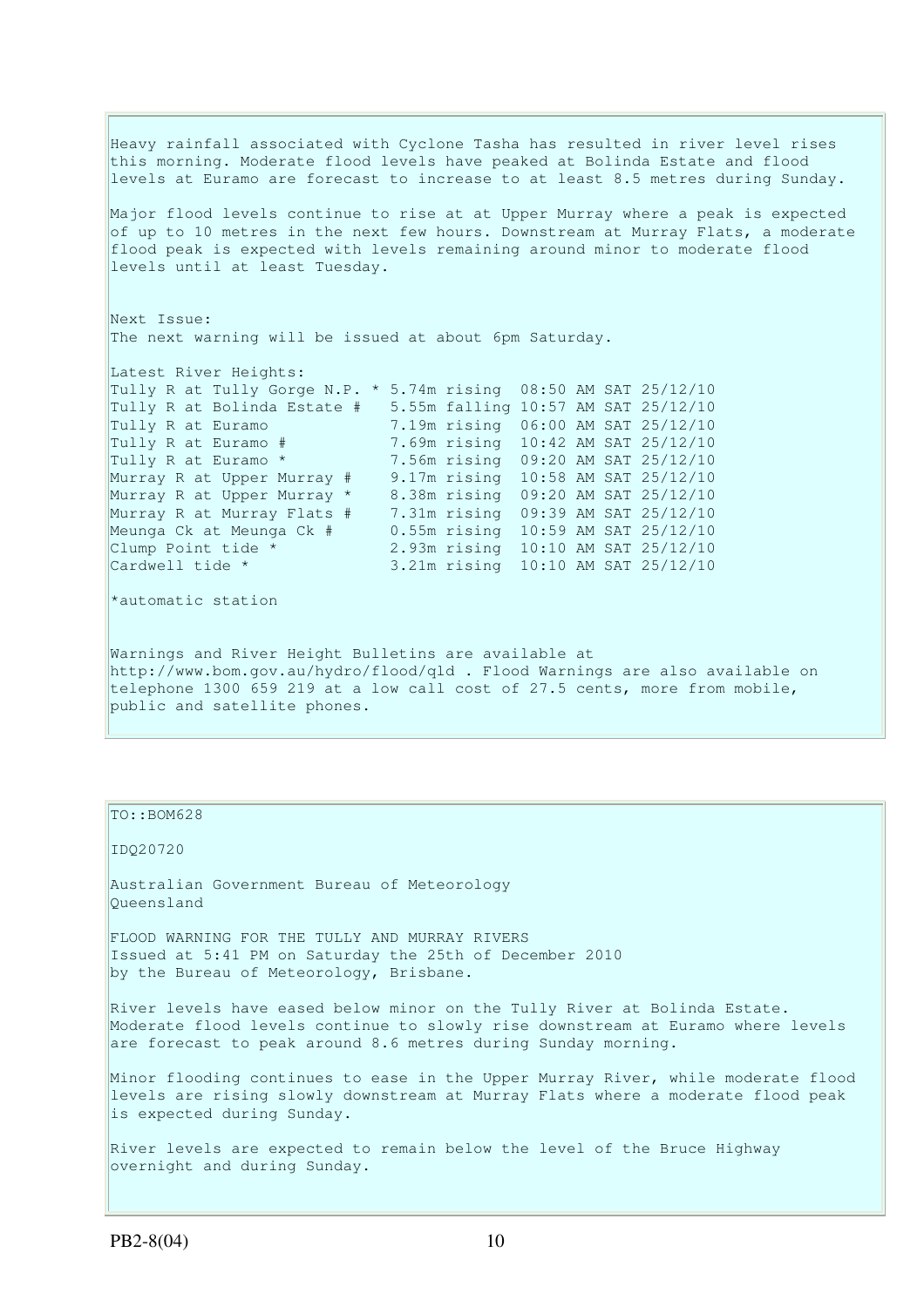Heavy rainfall associated with Cyclone Tasha has resulted in river level rises this morning. Moderate flood levels have peaked at Bolinda Estate and flood levels at Euramo are forecast to increase to at least 8.5 metres during Sunday.

Major flood levels continue to rise at at Upper Murray where a peak is expected of up to 10 metres in the next few hours. Downstream at Murray Flats, a moderate flood peak is expected with levels remaining around minor to moderate flood levels until at least Tuesday.

Next Issue:
The next warning will be issued at about 6pm Saturday.

Latest River Heights:

```
Tully R at Tully Gorge N.P. * 5.74m rising  08:50 AM SAT 25/12/10
Tully R at Bolinda Estate #   5.55m falling 10:57 AM SAT 25/12/10
Tully R at Euramo             7.19m rising  06:00 AM SAT 25/12/10
Tully R at Euramo #           7.69m rising  10:42 AM SAT 25/12/10
Tully R at Euramo *           7.56m rising  09:20 AM SAT 25/12/10
Murray R at Upper Murray #    9.17m rising  10:58 AM SAT 25/12/10
Murray R at Upper Murray *    8.38m rising  09:20 AM SAT 25/12/10
Murray R at Murray Flats #    7.31m rising  09:39 AM SAT 25/12/10
Meunga Ck at Meunga Ck #      0.55m rising  10:59 AM SAT 25/12/10
Clump Point tide *            2.93m rising  10:10 AM SAT 25/12/10
Cardwell tide *               3.21m rising  10:10 AM SAT 25/12/10
```

*automatic station

Warnings and River Height Bulletins are available at http://www.bom.gov.au/hydro/flood/qld . Flood Warnings are also available on telephone 1300 659 219 at a low call cost of 27.5 cents, more from mobile, public and satellite phones.

TO::BOM628

IDQ20720

Australian Government Bureau of Meteorology
Queensland

FLOOD WARNING FOR THE TULLY AND MURRAY RIVERS
Issued at 5:41 PM on Saturday the 25th of December 2010
by the Bureau of Meteorology, Brisbane.

River levels have eased below minor on the Tully River at Bolinda Estate. Moderate flood levels continue to slowly rise downstream at Euramo where levels are forecast to peak around 8.6 metres during Sunday morning.

Minor flooding continues to ease in the Upper Murray River, while moderate flood levels are rising slowly downstream at Murray Flats where a moderate flood peak is expected during Sunday.

River levels are expected to remain below the level of the Bruce Highway overnight and during Sunday.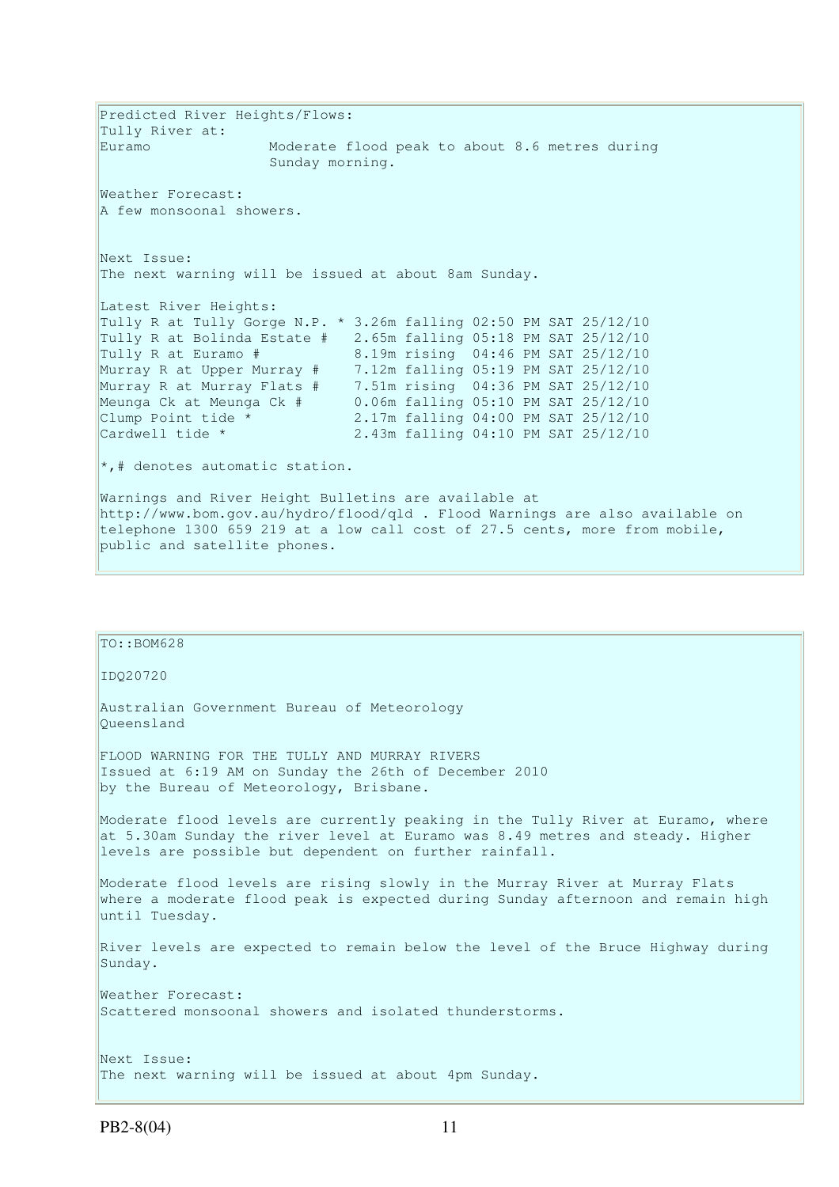Predicted River Heights/Flows:
Tully River at:
Euramo Moderate flood peak to about 8.6 metres during Sunday morning.

Weather Forecast:
A few monsoonal showers.

Next Issue:
The next warning will be issued at about 8am Sunday.

Latest River Heights:

| Station | Height | Trend | Time |
|---|---|---|---|
| Tully R at Tully Gorge N.P. * | 3.26m | falling | 02:50 PM SAT 25/12/10 |
| Tully R at Bolinda Estate # | 2.65m | falling | 05:18 PM SAT 25/12/10 |
| Tully R at Euramo # | 8.19m | rising | 04:46 PM SAT 25/12/10 |
| Murray R at Upper Murray # | 7.12m | falling | 05:19 PM SAT 25/12/10 |
| Murray R at Murray Flats # | 7.51m | rising | 04:36 PM SAT 25/12/10 |
| Meunga Ck at Meunga Ck # | 0.06m | falling | 05:10 PM SAT 25/12/10 |
| Clump Point tide * | 2.17m | falling | 04:00 PM SAT 25/12/10 |
| Cardwell tide * | 2.43m | falling | 04:10 PM SAT 25/12/10 |

*,# denotes automatic station.

Warnings and River Height Bulletins are available at http://www.bom.gov.au/hydro/flood/qld . Flood Warnings are also available on telephone 1300 659 219 at a low call cost of 27.5 cents, more from mobile, public and satellite phones.

---

TO::BOM628

IDQ20720

Australian Government Bureau of Meteorology
Queensland

FLOOD WARNING FOR THE TULLY AND MURRAY RIVERS
Issued at 6:19 AM on Sunday the 26th of December 2010
by the Bureau of Meteorology, Brisbane.

Moderate flood levels are currently peaking in the Tully River at Euramo, where at 5.30am Sunday the river level at Euramo was 8.49 metres and steady. Higher levels are possible but dependent on further rainfall.

Moderate flood levels are rising slowly in the Murray River at Murray Flats where a moderate flood peak is expected during Sunday afternoon and remain high until Tuesday.

River levels are expected to remain below the level of the Bruce Highway during Sunday.

Weather Forecast:
Scattered monsoonal showers and isolated thunderstorms.

Next Issue:
The next warning will be issued at about 4pm Sunday.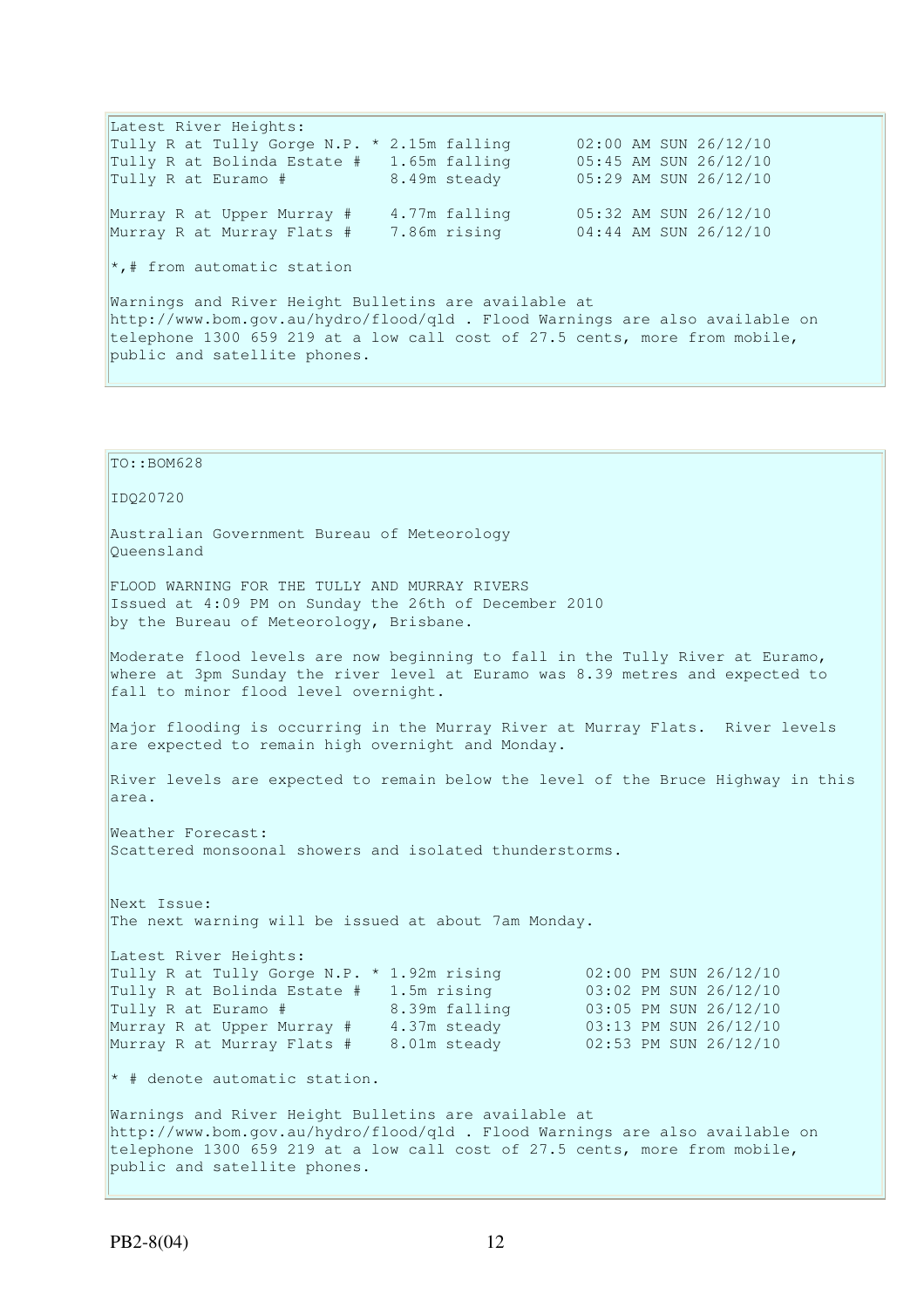Latest River Heights:

```
Tully R at Tully Gorge N.P. * 2.15m falling       02:00 AM SUN 26/12/10
Tully R at Bolinda Estate #   1.65m falling       05:45 AM SUN 26/12/10
Tully R at Euramo #           8.49m steady        05:29 AM SUN 26/12/10

Murray R at Upper Murray #    4.77m falling       05:32 AM SUN 26/12/10
Murray R at Murray Flats #    7.86m rising        04:44 AM SUN 26/12/10
```

*,# from automatic station

Warnings and River Height Bulletins are available at http://www.bom.gov.au/hydro/flood/qld . Flood Warnings are also available on telephone 1300 659 219 at a low call cost of 27.5 cents, more from mobile, public and satellite phones.

---

TO::BOM628

IDQ20720

Australian Government Bureau of Meteorology
Queensland

FLOOD WARNING FOR THE TULLY AND MURRAY RIVERS
Issued at 4:09 PM on Sunday the 26th of December 2010
by the Bureau of Meteorology, Brisbane.

Moderate flood levels are now beginning to fall in the Tully River at Euramo, where at 3pm Sunday the river level at Euramo was 8.39 metres and expected to fall to minor flood level overnight.

Major flooding is occurring in the Murray River at Murray Flats. River levels are expected to remain high overnight and Monday.

River levels are expected to remain below the level of the Bruce Highway in this area.

Weather Forecast:
Scattered monsoonal showers and isolated thunderstorms.

Next Issue:
The next warning will be issued at about 7am Monday.

Latest River Heights:

```
Tully R at Tully Gorge N.P. * 1.92m rising         02:00 PM SUN 26/12/10
Tully R at Bolinda Estate #   1.5m rising          03:02 PM SUN 26/12/10
Tully R at Euramo #           8.39m falling        03:05 PM SUN 26/12/10
Murray R at Upper Murray #    4.37m steady         03:13 PM SUN 26/12/10
Murray R at Murray Flats #    8.01m steady         02:53 PM SUN 26/12/10
```

* # denote automatic station.

Warnings and River Height Bulletins are available at http://www.bom.gov.au/hydro/flood/qld . Flood Warnings are also available on telephone 1300 659 219 at a low call cost of 27.5 cents, more from mobile, public and satellite phones.

PB2-8(04)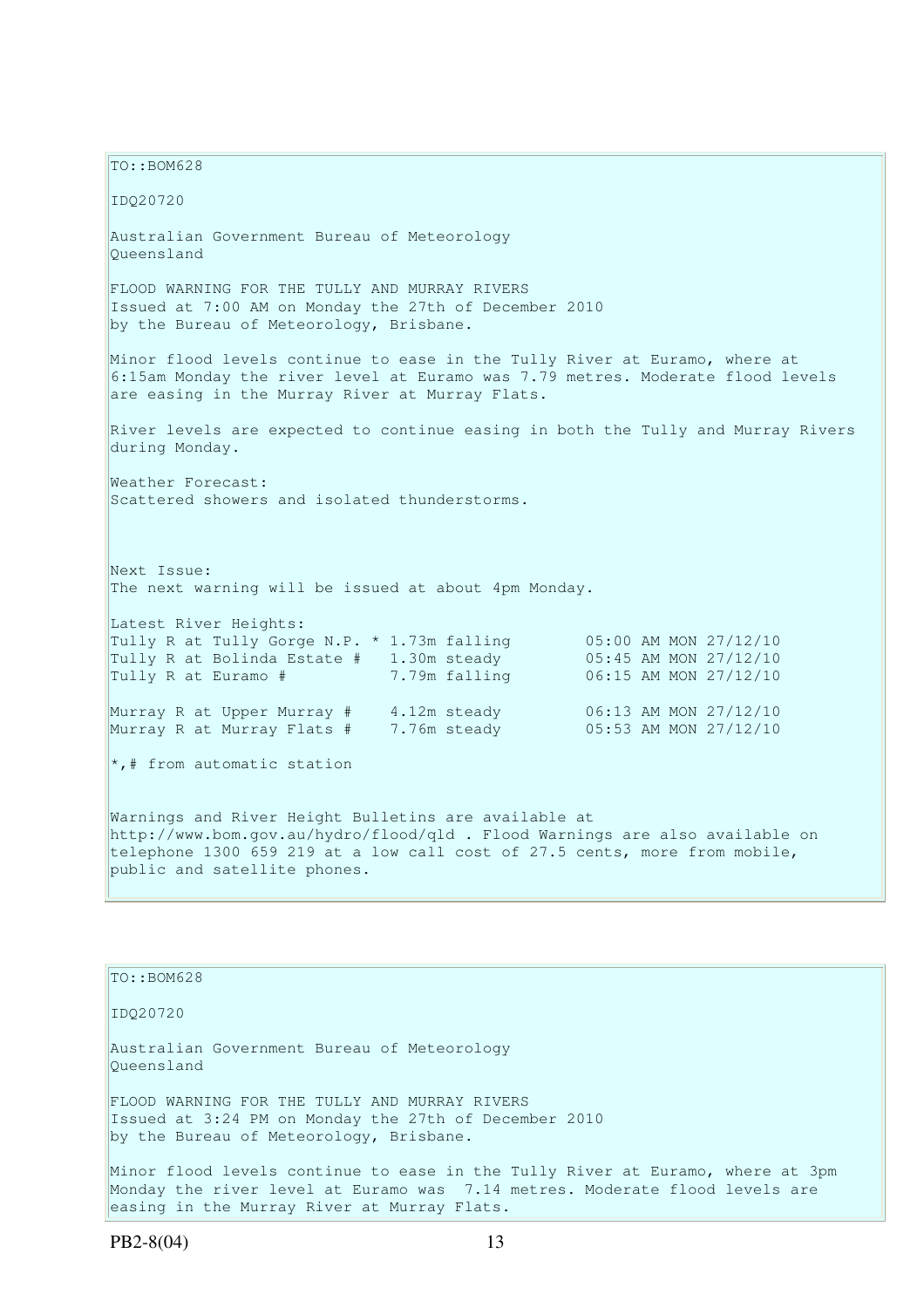TO::BOM628

IDQ20720

Australian Government Bureau of Meteorology
Queensland

FLOOD WARNING FOR THE TULLY AND MURRAY RIVERS
Issued at 7:00 AM on Monday the 27th of December 2010
by the Bureau of Meteorology, Brisbane.

Minor flood levels continue to ease in the Tully River at Euramo, where at 6:15am Monday the river level at Euramo was 7.79 metres. Moderate flood levels are easing in the Murray River at Murray Flats.

River levels are expected to continue easing in both the Tully and Murray Rivers during Monday.

Weather Forecast:
Scattered showers and isolated thunderstorms.

Next Issue:
The next warning will be issued at about 4pm Monday.

Latest River Heights:

```
Tully R at Tully Gorge N.P. * 1.73m falling        05:00 AM MON 27/12/10
Tully R at Bolinda Estate #   1.30m steady         05:45 AM MON 27/12/10
Tully R at Euramo #           7.79m falling        06:15 AM MON 27/12/10

Murray R at Upper Murray #    4.12m steady         06:13 AM MON 27/12/10
Murray R at Murray Flats #    7.76m steady         05:53 AM MON 27/12/10
```

*,# from automatic station

Warnings and River Height Bulletins are available at http://www.bom.gov.au/hydro/flood/qld . Flood Warnings are also available on telephone 1300 659 219 at a low call cost of 27.5 cents, more from mobile, public and satellite phones.

TO::BOM628

IDQ20720

Australian Government Bureau of Meteorology
Queensland

FLOOD WARNING FOR THE TULLY AND MURRAY RIVERS
Issued at 3:24 PM on Monday the 27th of December 2010
by the Bureau of Meteorology, Brisbane.

Minor flood levels continue to ease in the Tully River at Euramo, where at 3pm Monday the river level at Euramo was 7.14 metres. Moderate flood levels are easing in the Murray River at Murray Flats.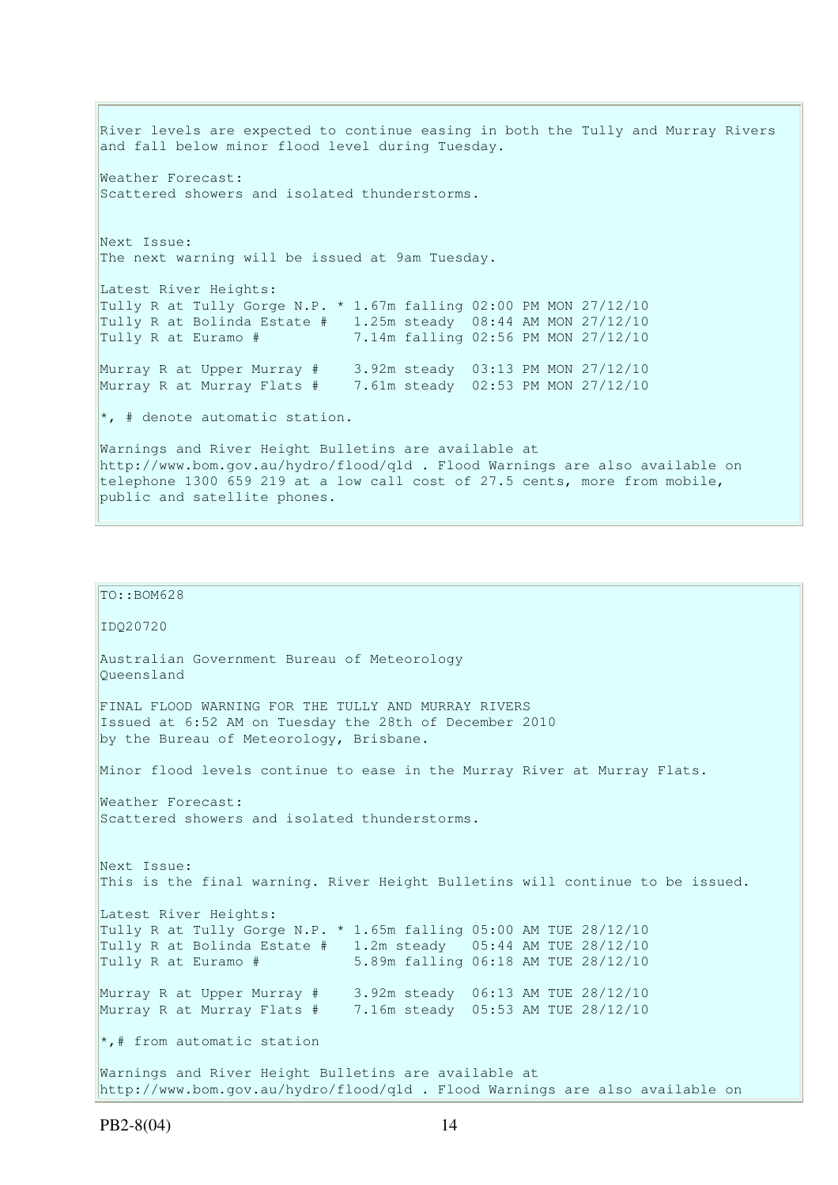River levels are expected to continue easing in both the Tully and Murray Rivers and fall below minor flood level during Tuesday.

Weather Forecast:
Scattered showers and isolated thunderstorms.

Next Issue:
The next warning will be issued at 9am Tuesday.

Latest River Heights:

```
Tully R at Tully Gorge N.P. * 1.67m falling 02:00 PM MON 27/12/10
Tully R at Bolinda Estate #   1.25m steady  08:44 AM MON 27/12/10
Tully R at Euramo #           7.14m falling 02:56 PM MON 27/12/10

Murray R at Upper Murray #    3.92m steady  03:13 PM MON 27/12/10
Murray R at Murray Flats #    7.61m steady  02:53 PM MON 27/12/10
```

*, # denote automatic station.

Warnings and River Height Bulletins are available at http://www.bom.gov.au/hydro/flood/qld . Flood Warnings are also available on telephone 1300 659 219 at a low call cost of 27.5 cents, more from mobile, public and satellite phones.

---

TO::BOM628

IDQ20720

Australian Government Bureau of Meteorology
Queensland

FINAL FLOOD WARNING FOR THE TULLY AND MURRAY RIVERS
Issued at 6:52 AM on Tuesday the 28th of December 2010
by the Bureau of Meteorology, Brisbane.

Minor flood levels continue to ease in the Murray River at Murray Flats.

Weather Forecast:
Scattered showers and isolated thunderstorms.

Next Issue:
This is the final warning. River Height Bulletins will continue to be issued.

Latest River Heights:

```
Tully R at Tully Gorge N.P. * 1.65m falling 05:00 AM TUE 28/12/10
Tully R at Bolinda Estate #   1.2m steady   05:44 AM TUE 28/12/10
Tully R at Euramo #           5.89m falling 06:18 AM TUE 28/12/10

Murray R at Upper Murray #    3.92m steady  06:13 AM TUE 28/12/10
Murray R at Murray Flats #    7.16m steady  05:53 AM TUE 28/12/10
```

*,# from automatic station

Warnings and River Height Bulletins are available at http://www.bom.gov.au/hydro/flood/qld . Flood Warnings are also available on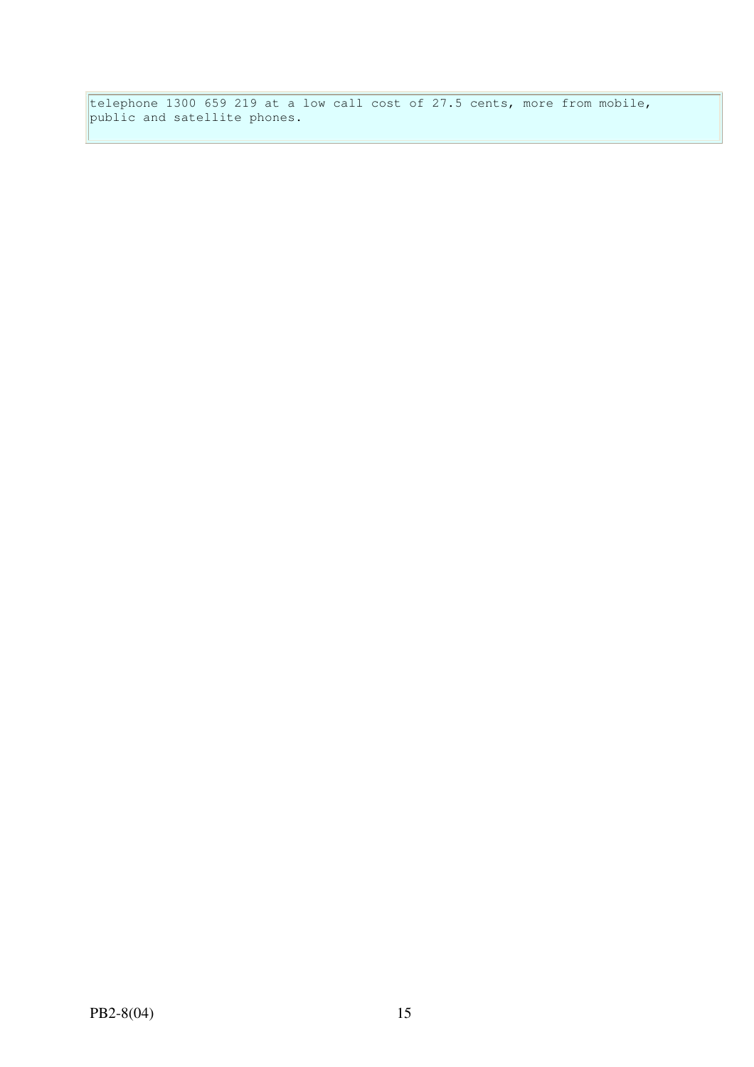```
telephone 1300 659 219 at a low call cost of 27.5 cents, more from mobile,
public and satellite phones.
```